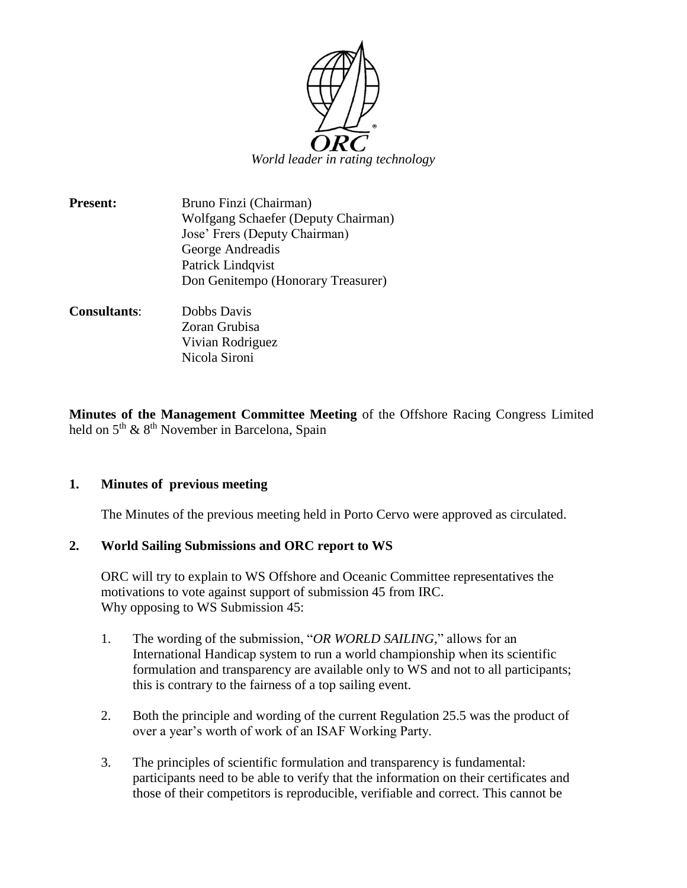ORC

*World leader in rating technology*

| | |
|---|---|
| **Present:** | Bruno Finzi (Chairman) |
| | Wolfgang Schaefer (Deputy Chairman) |
| | Jose' Frers (Deputy Chairman) |
| | George Andreadis |
| | Patrick Lindqvist |
| | Don Genitempo (Honorary Treasurer) |
| **Consultants**: | Dobbs Davis |
| | Zoran Grubisa |
| | Vivian Rodriguez |
| | Nicola Sironi |

**Minutes of the Management Committee Meeting** of the Offshore Racing Congress Limited held on 5th & 8th November in Barcelona, Spain

## 1. Minutes of previous meeting

The Minutes of the previous meeting held in Porto Cervo were approved as circulated.

## 2. World Sailing Submissions and ORC report to WS

ORC will try to explain to WS Offshore and Oceanic Committee representatives the motivations to vote against support of submission 45 from IRC.
Why opposing to WS Submission 45:

1. The wording of the submission, "*OR WORLD SAILING,*" allows for an International Handicap system to run a world championship when its scientific formulation and transparency are available only to WS and not to all participants; this is contrary to the fairness of a top sailing event.

2. Both the principle and wording of the current Regulation 25.5 was the product of over a year's worth of work of an ISAF Working Party.

3. The principles of scientific formulation and transparency is fundamental: participants need to be able to verify that the information on their certificates and those of their competitors is reproducible, verifiable and correct. This cannot be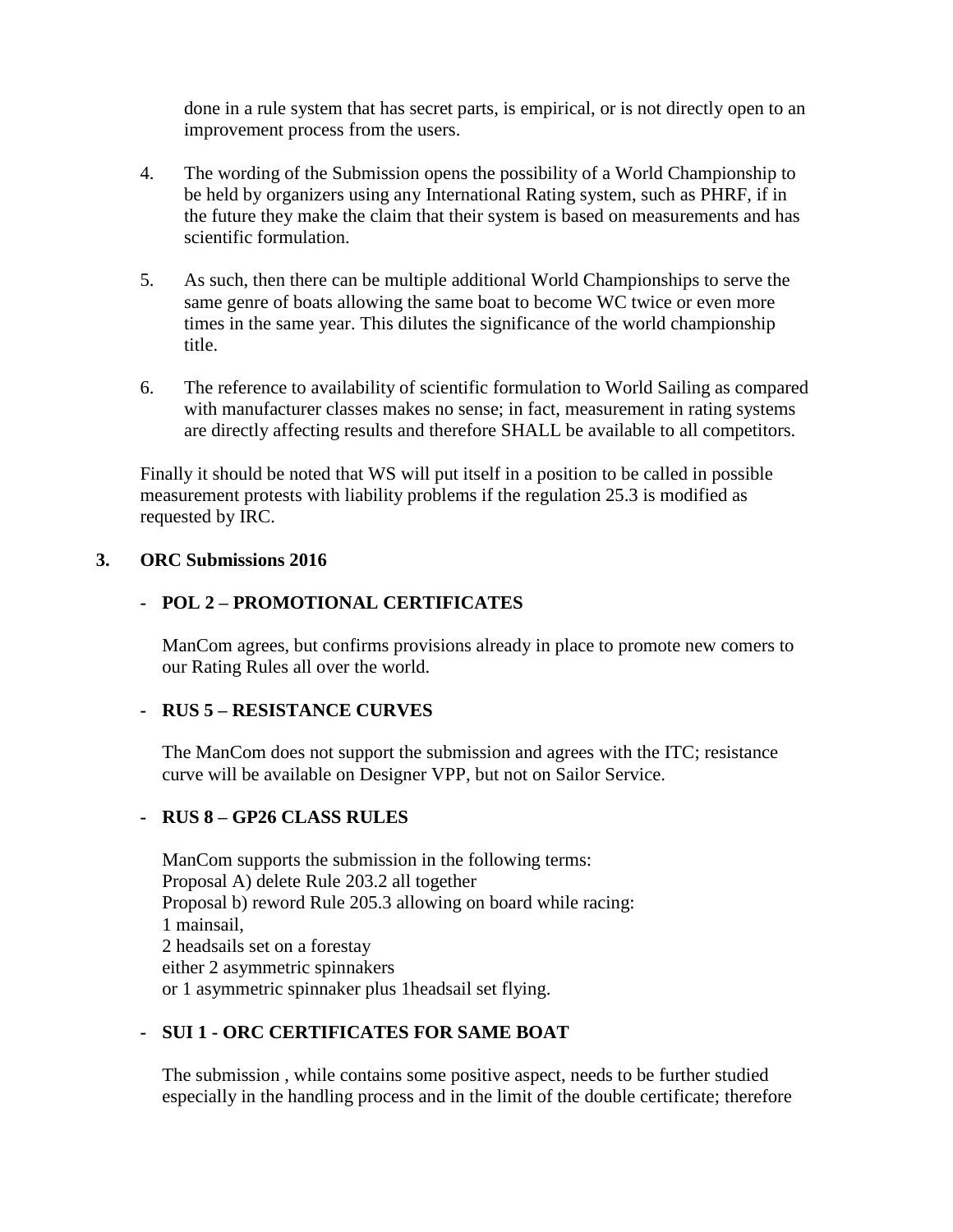done in a rule system that has secret parts, is empirical, or is not directly open to an improvement process from the users.

4. The wording of the Submission opens the possibility of a World Championship to be held by organizers using any International Rating system, such as PHRF, if in the future they make the claim that their system is based on measurements and has scientific formulation.

5. As such, then there can be multiple additional World Championships to serve the same genre of boats allowing the same boat to become WC twice or even more times in the same year. This dilutes the significance of the world championship title.

6. The reference to availability of scientific formulation to World Sailing as compared with manufacturer classes makes no sense; in fact, measurement in rating systems are directly affecting results and therefore SHALL be available to all competitors.

Finally it should be noted that WS will put itself in a position to be called in possible measurement protests with liability problems if the regulation 25.3 is modified as requested by IRC.

## 3. ORC Submissions 2016

### - POL 2 – PROMOTIONAL CERTIFICATES

ManCom agrees, but confirms provisions already in place to promote new comers to our Rating Rules all over the world.

### - RUS 5 – RESISTANCE CURVES

The ManCom does not support the submission and agrees with the ITC; resistance curve will be available on Designer VPP, but not on Sailor Service.

### - RUS 8 – GP26 CLASS RULES

ManCom supports the submission in the following terms:
Proposal A) delete Rule 203.2 all together
Proposal b) reword Rule 205.3 allowing on board while racing:
1 mainsail,
2 headsails set on a forestay
either 2 asymmetric spinnakers
or 1 asymmetric spinnaker plus 1headsail set flying.

### - SUI 1 - ORC CERTIFICATES FOR SAME BOAT

The submission , while contains some positive aspect, needs to be further studied especially in the handling process and in the limit of the double certificate; therefore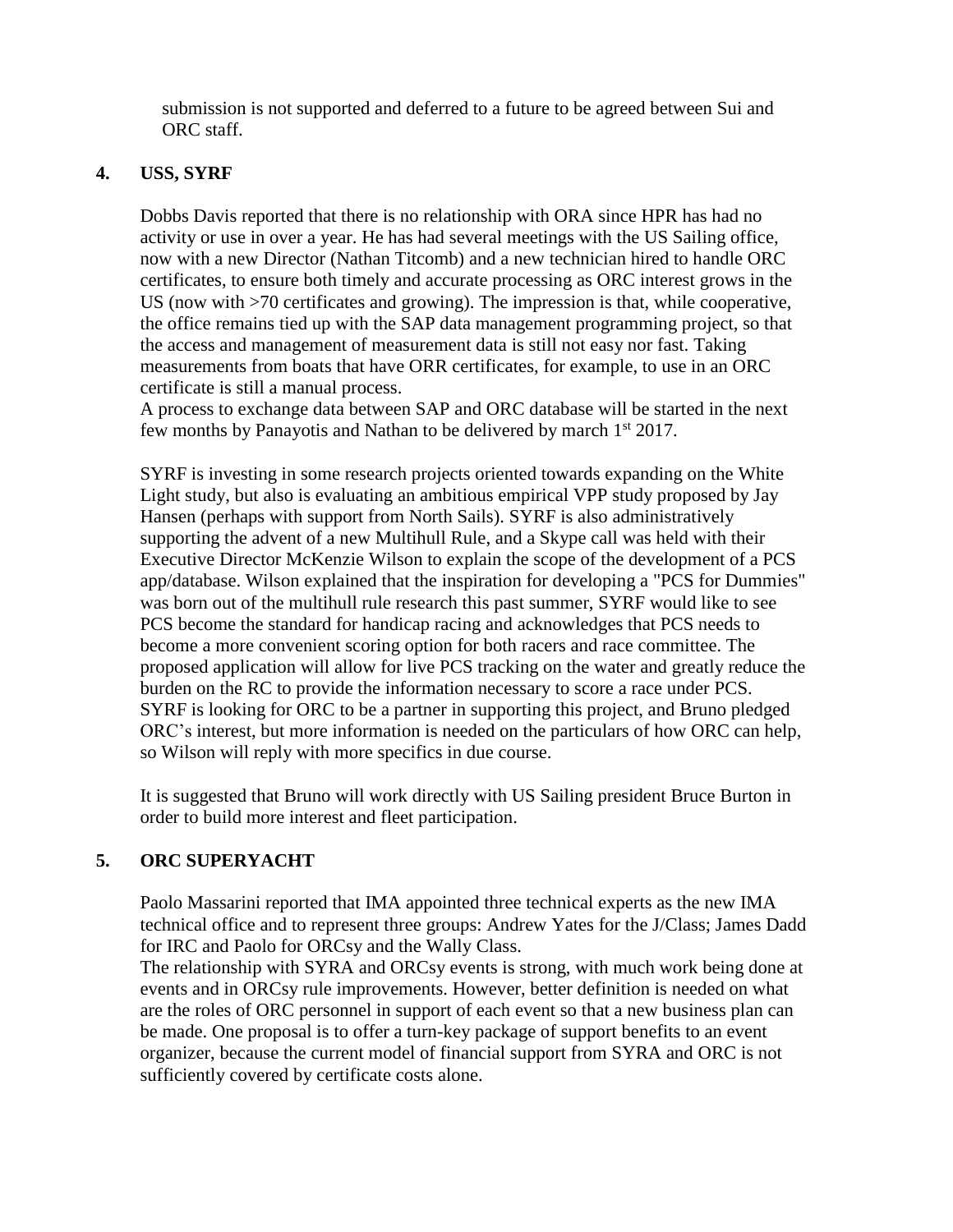submission is not supported and deferred to a future to be agreed between Sui and ORC staff.

## 4. USS, SYRF

Dobbs Davis reported that there is no relationship with ORA since HPR has had no activity or use in over a year. He has had several meetings with the US Sailing office, now with a new Director (Nathan Titcomb) and a new technician hired to handle ORC certificates, to ensure both timely and accurate processing as ORC interest grows in the US (now with >70 certificates and growing). The impression is that, while cooperative, the office remains tied up with the SAP data management programming project, so that the access and management of measurement data is still not easy nor fast. Taking measurements from boats that have ORR certificates, for example, to use in an ORC certificate is still a manual process.
A process to exchange data between SAP and ORC database will be started in the next few months by Panayotis and Nathan to be delivered by march 1st 2017.

SYRF is investing in some research projects oriented towards expanding on the White Light study, but also is evaluating an ambitious empirical VPP study proposed by Jay Hansen (perhaps with support from North Sails). SYRF is also administratively supporting the advent of a new Multihull Rule, and a Skype call was held with their Executive Director McKenzie Wilson to explain the scope of the development of a PCS app/database. Wilson explained that the inspiration for developing a "PCS for Dummies" was born out of the multihull rule research this past summer, SYRF would like to see PCS become the standard for handicap racing and acknowledges that PCS needs to become a more convenient scoring option for both racers and race committee. The proposed application will allow for live PCS tracking on the water and greatly reduce the burden on the RC to provide the information necessary to score a race under PCS. SYRF is looking for ORC to be a partner in supporting this project, and Bruno pledged ORC's interest, but more information is needed on the particulars of how ORC can help, so Wilson will reply with more specifics in due course.

It is suggested that Bruno will work directly with US Sailing president Bruce Burton in order to build more interest and fleet participation.

## 5. ORC SUPERYACHT

Paolo Massarini reported that IMA appointed three technical experts as the new IMA technical office and to represent three groups: Andrew Yates for the J/Class; James Dadd for IRC and Paolo for ORCsy and the Wally Class.
The relationship with SYRA and ORCsy events is strong, with much work being done at events and in ORCsy rule improvements. However, better definition is needed on what are the roles of ORC personnel in support of each event so that a new business plan can be made. One proposal is to offer a turn-key package of support benefits to an event organizer, because the current model of financial support from SYRA and ORC is not sufficiently covered by certificate costs alone.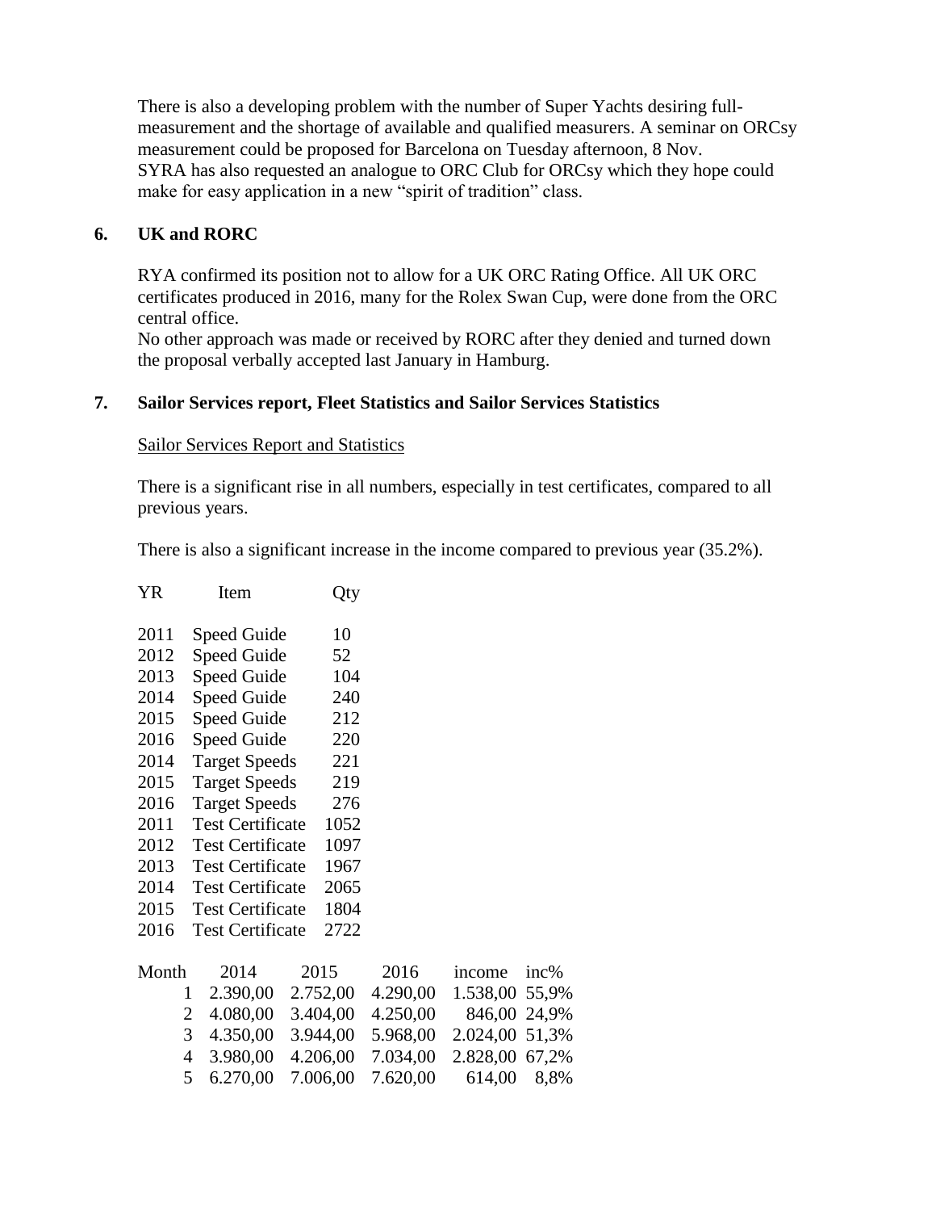There is also a developing problem with the number of Super Yachts desiring full-measurement and the shortage of available and qualified measurers. A seminar on ORCsy measurement could be proposed for Barcelona on Tuesday afternoon, 8 Nov. SYRA has also requested an analogue to ORC Club for ORCsy which they hope could make for easy application in a new "spirit of tradition" class.

## 6. UK and RORC

RYA confirmed its position not to allow for a UK ORC Rating Office. All UK ORC certificates produced in 2016, many for the Rolex Swan Cup, were done from the ORC central office.
No other approach was made or received by RORC after they denied and turned down the proposal verbally accepted last January in Hamburg.

## 7. Sailor Services report, Fleet Statistics and Sailor Services Statistics

Sailor Services Report and Statistics

There is a significant rise in all numbers, especially in test certificates, compared to all previous years.

There is also a significant increase in the income compared to previous year (35.2%).

| YR | Item | Qty |
|---|---|---|
| 2011 | Speed Guide | 10 |
| 2012 | Speed Guide | 52 |
| 2013 | Speed Guide | 104 |
| 2014 | Speed Guide | 240 |
| 2015 | Speed Guide | 212 |
| 2016 | Speed Guide | 220 |
| 2014 | Target Speeds | 221 |
| 2015 | Target Speeds | 219 |
| 2016 | Target Speeds | 276 |
| 2011 | Test Certificate | 1052 |
| 2012 | Test Certificate | 1097 |
| 2013 | Test Certificate | 1967 |
| 2014 | Test Certificate | 2065 |
| 2015 | Test Certificate | 1804 |
| 2016 | Test Certificate | 2722 |

| Month | 2014 | 2015 | 2016 | income | inc% |
|---|---|---|---|---|---|
| 1 | 2.390,00 | 2.752,00 | 4.290,00 | 1.538,00 | 55,9% |
| 2 | 4.080,00 | 3.404,00 | 4.250,00 | 846,00 | 24,9% |
| 3 | 4.350,00 | 3.944,00 | 5.968,00 | 2.024,00 | 51,3% |
| 4 | 3.980,00 | 4.206,00 | 7.034,00 | 2.828,00 | 67,2% |
| 5 | 6.270,00 | 7.006,00 | 7.620,00 | 614,00 | 8,8% |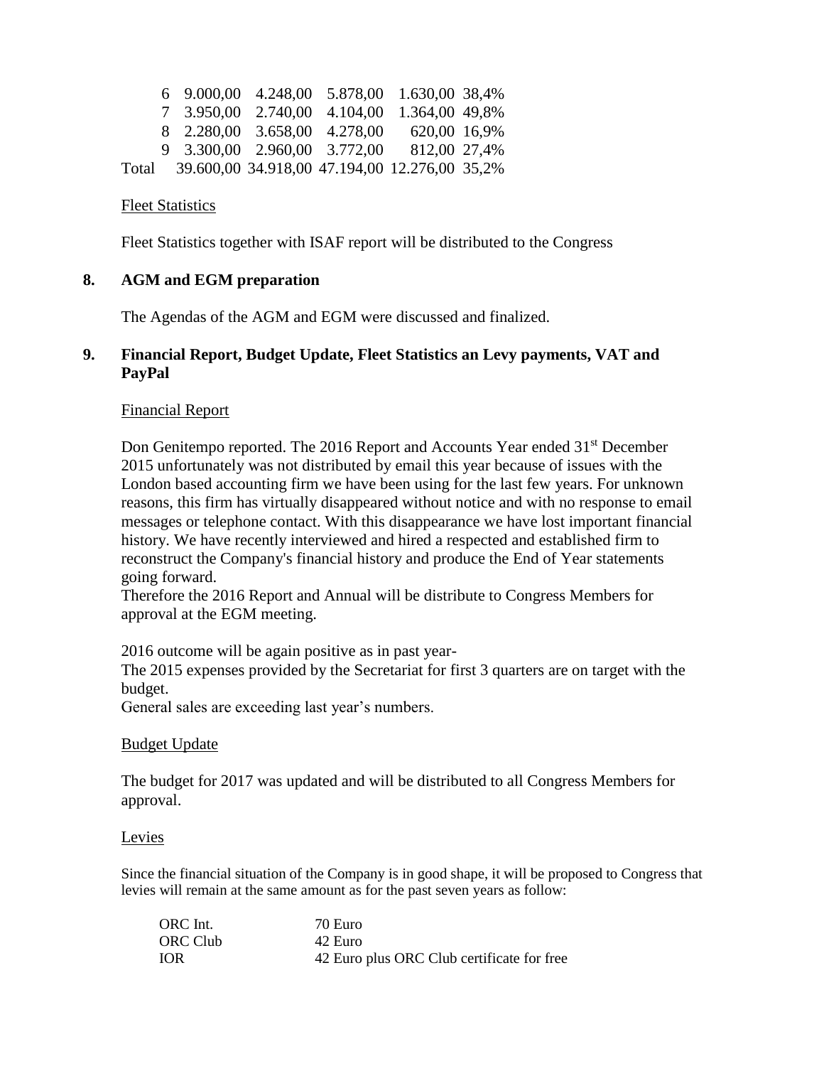| | | | | | |
|---|---|---|---|---|---|
| 6 | 9.000,00 | 4.248,00 | 5.878,00 | 1.630,00 | 38,4% |
| 7 | 3.950,00 | 2.740,00 | 4.104,00 | 1.364,00 | 49,8% |
| 8 | 2.280,00 | 3.658,00 | 4.278,00 | 620,00 | 16,9% |
| 9 | 3.300,00 | 2.960,00 | 3.772,00 | 812,00 | 27,4% |
| Total | 39.600,00 | 34.918,00 | 47.194,00 | 12.276,00 | 35,2% |

Fleet Statistics

Fleet Statistics together with ISAF report will be distributed to the Congress

## 8. AGM and EGM preparation

The Agendas of the AGM and EGM were discussed and finalized.

## 9. Financial Report, Budget Update, Fleet Statistics an Levy payments, VAT and PayPal

Financial Report

Don Genitempo reported. The 2016 Report and Accounts Year ended 31st December 2015 unfortunately was not distributed by email this year because of issues with the London based accounting firm we have been using for the last few years. For unknown reasons, this firm has virtually disappeared without notice and with no response to email messages or telephone contact. With this disappearance we have lost important financial history. We have recently interviewed and hired a respected and established firm to reconstruct the Company's financial history and produce the End of Year statements going forward.
Therefore the 2016 Report and Annual will be distribute to Congress Members for approval at the EGM meeting.

2016 outcome will be again positive as in past year-
The 2015 expenses provided by the Secretariat for first 3 quarters are on target with the budget.
General sales are exceeding last year's numbers.

Budget Update

The budget for 2017 was updated and will be distributed to all Congress Members for approval.

Levies

Since the financial situation of the Company is in good shape, it will be proposed to Congress that levies will remain at the same amount as for the past seven years as follow:

| | |
|---|---|
| ORC Int. | 70 Euro |
| ORC Club | 42 Euro |
| IOR | 42 Euro plus ORC Club certificate for free |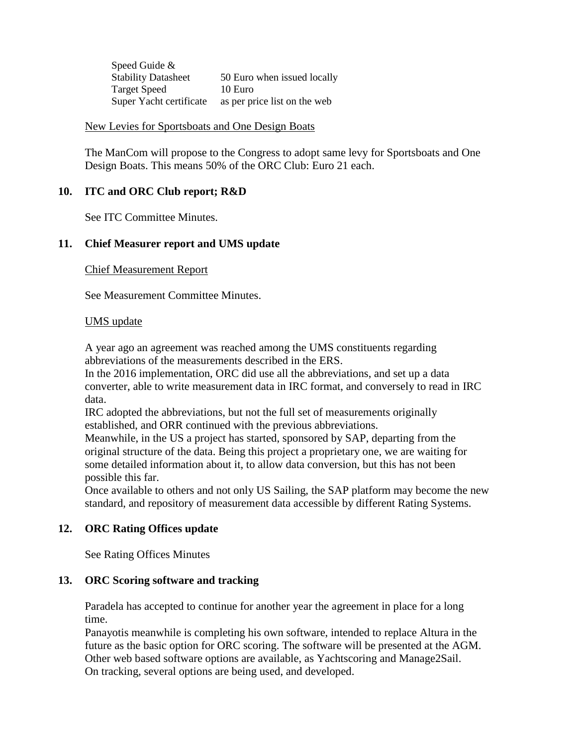| | |
|---|---|
| Speed Guide & Stability Datasheet | 50 Euro when issued locally |
| Target Speed | 10 Euro |
| Super Yacht certificate | as per price list on the web |

New Levies for Sportsboats and One Design Boats

The ManCom will propose to the Congress to adopt same levy for Sportsboats and One Design Boats. This means 50% of the ORC Club: Euro 21 each.

## 10. ITC and ORC Club report; R&D

See ITC Committee Minutes.

## 11. Chief Measurer report and UMS update

Chief Measurement Report

See Measurement Committee Minutes.

UMS update

A year ago an agreement was reached among the UMS constituents regarding abbreviations of the measurements described in the ERS.
In the 2016 implementation, ORC did use all the abbreviations, and set up a data converter, able to write measurement data in IRC format, and conversely to read in IRC data.
IRC adopted the abbreviations, but not the full set of measurements originally established, and ORR continued with the previous abbreviations.
Meanwhile, in the US a project has started, sponsored by SAP, departing from the original structure of the data. Being this project a proprietary one, we are waiting for some detailed information about it, to allow data conversion, but this has not been possible this far.
Once available to others and not only US Sailing, the SAP platform may become the new standard, and repository of measurement data accessible by different Rating Systems.

## 12. ORC Rating Offices update

See Rating Offices Minutes

## 13. ORC Scoring software and tracking

Paradela has accepted to continue for another year the agreement in place for a long time.
Panayotis meanwhile is completing his own software, intended to replace Altura in the future as the basic option for ORC scoring. The software will be presented at the AGM.
Other web based software options are available, as Yachtscoring and Manage2Sail.
On tracking, several options are being used, and developed.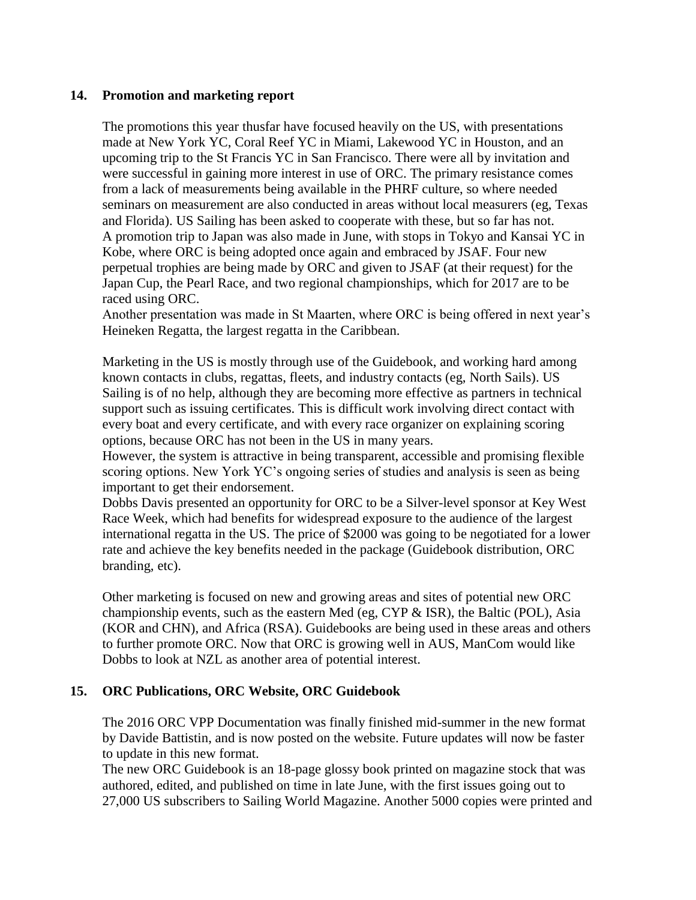## 14. Promotion and marketing report

The promotions this year thusfar have focused heavily on the US, with presentations made at New York YC, Coral Reef YC in Miami, Lakewood YC in Houston, and an upcoming trip to the St Francis YC in San Francisco. There were all by invitation and were successful in gaining more interest in use of ORC. The primary resistance comes from a lack of measurements being available in the PHRF culture, so where needed seminars on measurement are also conducted in areas without local measurers (eg, Texas and Florida). US Sailing has been asked to cooperate with these, but so far has not.
A promotion trip to Japan was also made in June, with stops in Tokyo and Kansai YC in Kobe, where ORC is being adopted once again and embraced by JSAF. Four new perpetual trophies are being made by ORC and given to JSAF (at their request) for the Japan Cup, the Pearl Race, and two regional championships, which for 2017 are to be raced using ORC.
Another presentation was made in St Maarten, where ORC is being offered in next year's Heineken Regatta, the largest regatta in the Caribbean.

Marketing in the US is mostly through use of the Guidebook, and working hard among known contacts in clubs, regattas, fleets, and industry contacts (eg, North Sails). US Sailing is of no help, although they are becoming more effective as partners in technical support such as issuing certificates. This is difficult work involving direct contact with every boat and every certificate, and with every race organizer on explaining scoring options, because ORC has not been in the US in many years.
However, the system is attractive in being transparent, accessible and promising flexible scoring options. New York YC's ongoing series of studies and analysis is seen as being important to get their endorsement.
Dobbs Davis presented an opportunity for ORC to be a Silver-level sponsor at Key West Race Week, which had benefits for widespread exposure to the audience of the largest international regatta in the US. The price of $2000 was going to be negotiated for a lower rate and achieve the key benefits needed in the package (Guidebook distribution, ORC branding, etc).

Other marketing is focused on new and growing areas and sites of potential new ORC championship events, such as the eastern Med (eg, CYP & ISR), the Baltic (POL), Asia (KOR and CHN), and Africa (RSA). Guidebooks are being used in these areas and others to further promote ORC. Now that ORC is growing well in AUS, ManCom would like Dobbs to look at NZL as another area of potential interest.

## 15. ORC Publications, ORC Website, ORC Guidebook

The 2016 ORC VPP Documentation was finally finished mid-summer in the new format by Davide Battistin, and is now posted on the website. Future updates will now be faster to update in this new format.
The new ORC Guidebook is an 18-page glossy book printed on magazine stock that was authored, edited, and published on time in late June, with the first issues going out to 27,000 US subscribers to Sailing World Magazine. Another 5000 copies were printed and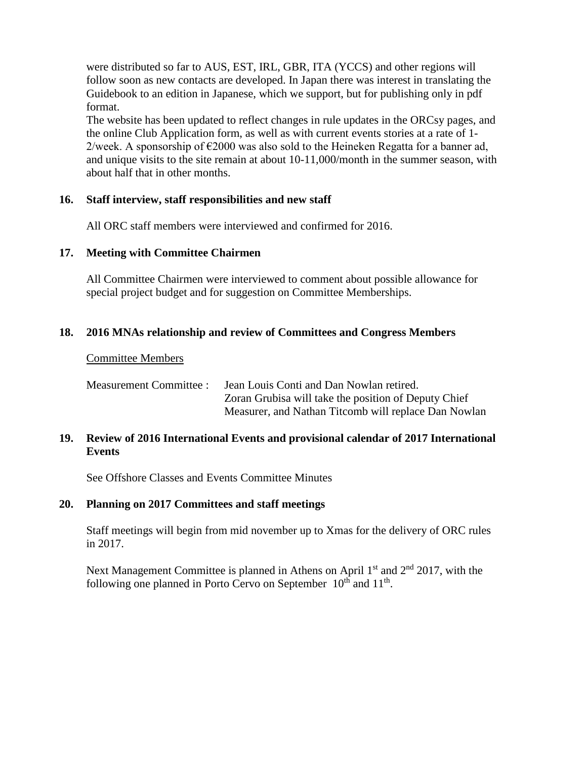were distributed so far to AUS, EST, IRL, GBR, ITA (YCCS) and other regions will follow soon as new contacts are developed. In Japan there was interest in translating the Guidebook to an edition in Japanese, which we support, but for publishing only in pdf format.

The website has been updated to reflect changes in rule updates in the ORCsy pages, and the online Club Application form, as well as with current events stories at a rate of 1-2/week. A sponsorship of €2000 was also sold to the Heineken Regatta for a banner ad, and unique visits to the site remain at about 10-11,000/month in the summer season, with about half that in other months.

**16. Staff interview, staff responsibilities and new staff**

All ORC staff members were interviewed and confirmed for 2016.

**17. Meeting with Committee Chairmen**

All Committee Chairmen were interviewed to comment about possible allowance for special project budget and for suggestion on Committee Memberships.

**18. 2016 MNAs relationship and review of Committees and Congress Members**

Committee Members

| | |
|---|---|
| Measurement Committee : | Jean Louis Conti and Dan Nowlan retired. Zoran Grubisa will take the position of Deputy Chief Measurer, and Nathan Titcomb will replace Dan Nowlan |

**19. Review of 2016 International Events and provisional calendar of 2017 International Events**

See Offshore Classes and Events Committee Minutes

**20. Planning on 2017 Committees and staff meetings**

Staff meetings will begin from mid november up to Xmas for the delivery of ORC rules in 2017.

Next Management Committee is planned in Athens on April 1st and 2nd 2017, with the following one planned in Porto Cervo on September 10th and 11th.